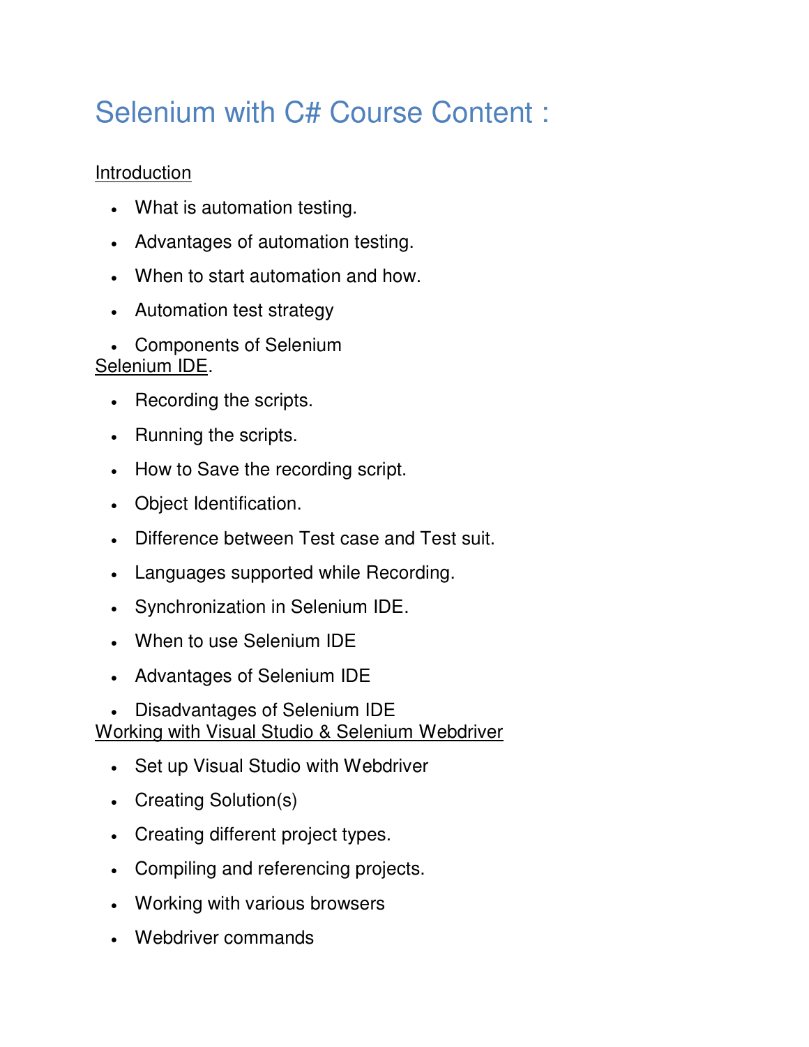# Selenium with C# Course Content :

Introduction

- What is automation testing.
- Advantages of automation testing.
- When to start automation and how.
- Automation test strategy
- Components of Selenium

Selenium IDE.

- Recording the scripts.
- Running the scripts.
- How to Save the recording script.
- Object Identification.
- Difference between Test case and Test suit.
- Languages supported while Recording.
- Synchronization in Selenium IDE.
- When to use Selenium IDE
- Advantages of Selenium IDE
- Disadvantages of Selenium IDE

Working with Visual Studio & Selenium Webdriver

- Set up Visual Studio with Webdriver
- Creating Solution(s)
- Creating different project types.
- Compiling and referencing projects.
- Working with various browsers
- Webdriver commands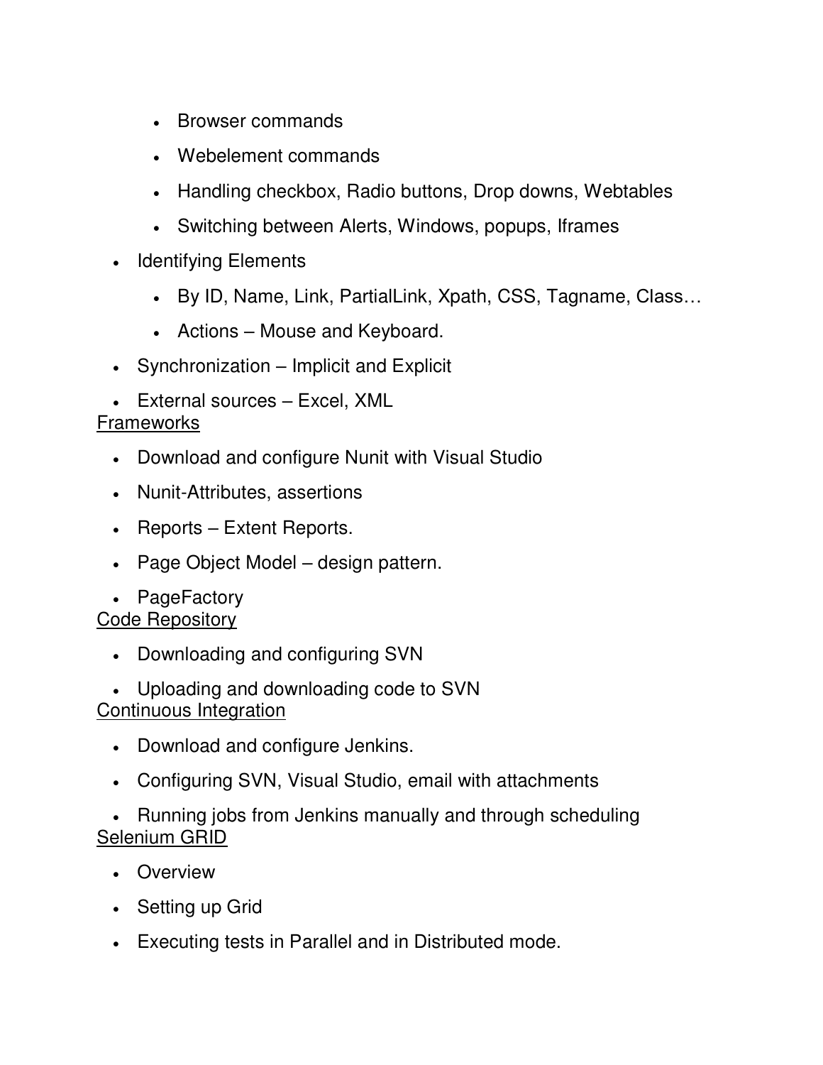- Browser commands
  - Webelement commands
  - Handling checkbox, Radio buttons, Drop downs, Webtables
  - Switching between Alerts, Windows, popups, Iframes
- Identifying Elements
  - By ID, Name, Link, PartialLink, Xpath, CSS, Tagname, Class…
  - Actions – Mouse and Keyboard.
- Synchronization – Implicit and Explicit
- External sources – Excel, XML

<u>Frameworks</u>

- Download and configure Nunit with Visual Studio
- Nunit-Attributes, assertions
- Reports – Extent Reports.
- Page Object Model – design pattern.
- PageFactory

<u>Code Repository</u>

- Downloading and configuring SVN
- Uploading and downloading code to SVN

<u>Continuous Integration</u>

- Download and configure Jenkins.
- Configuring SVN, Visual Studio, email with attachments
- Running jobs from Jenkins manually and through scheduling

<u>Selenium GRID</u>

- Overview
- Setting up Grid
- Executing tests in Parallel and in Distributed mode.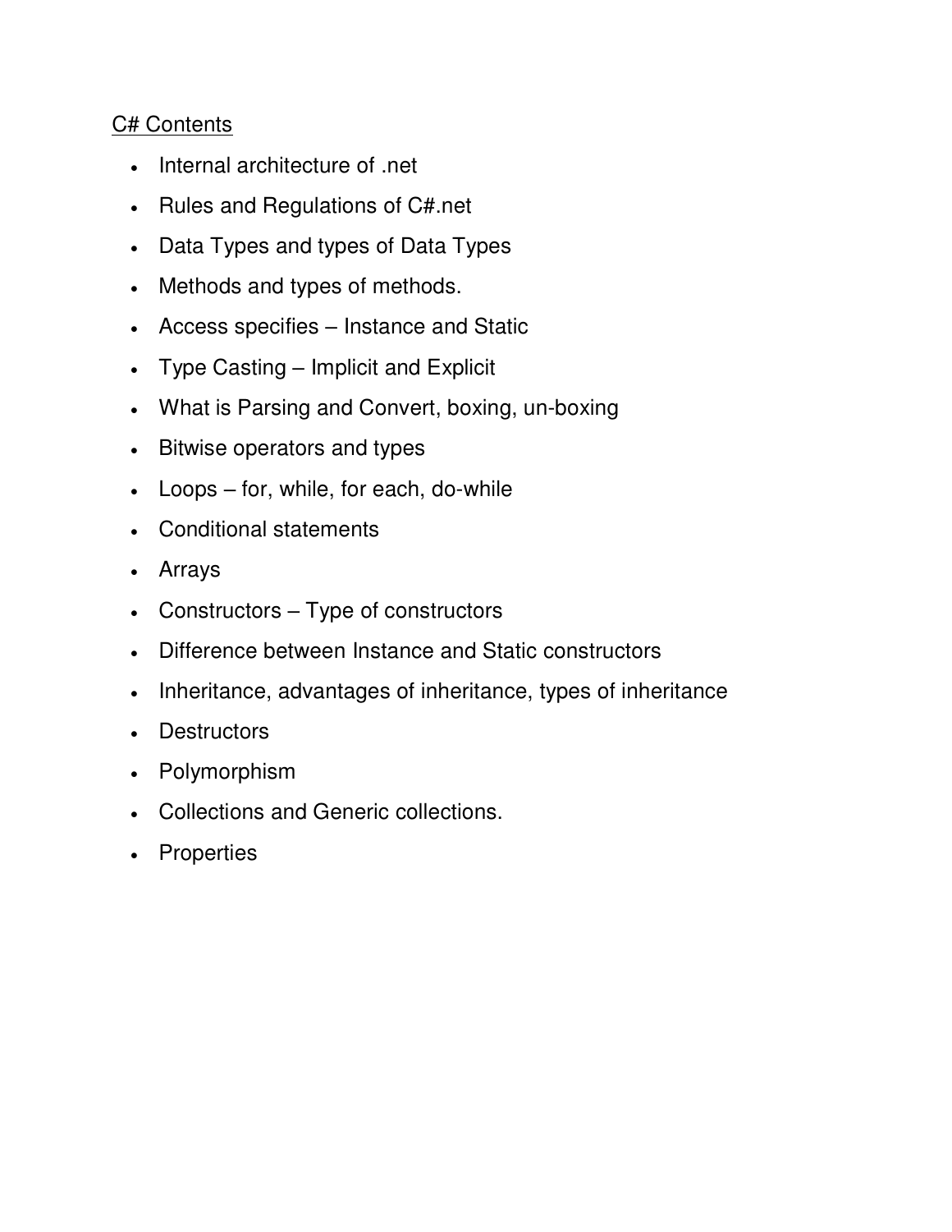<u>C# Contents</u>

- Internal architecture of .net
- Rules and Regulations of C#.net
- Data Types and types of Data Types
- Methods and types of methods.
- Access specifies – Instance and Static
- Type Casting – Implicit and Explicit
- What is Parsing and Convert, boxing, un-boxing
- Bitwise operators and types
- Loops – for, while, for each, do-while
- Conditional statements
- Arrays
- Constructors – Type of constructors
- Difference between Instance and Static constructors
- Inheritance, advantages of inheritance, types of inheritance
- Destructors
- Polymorphism
- Collections and Generic collections.
- Properties